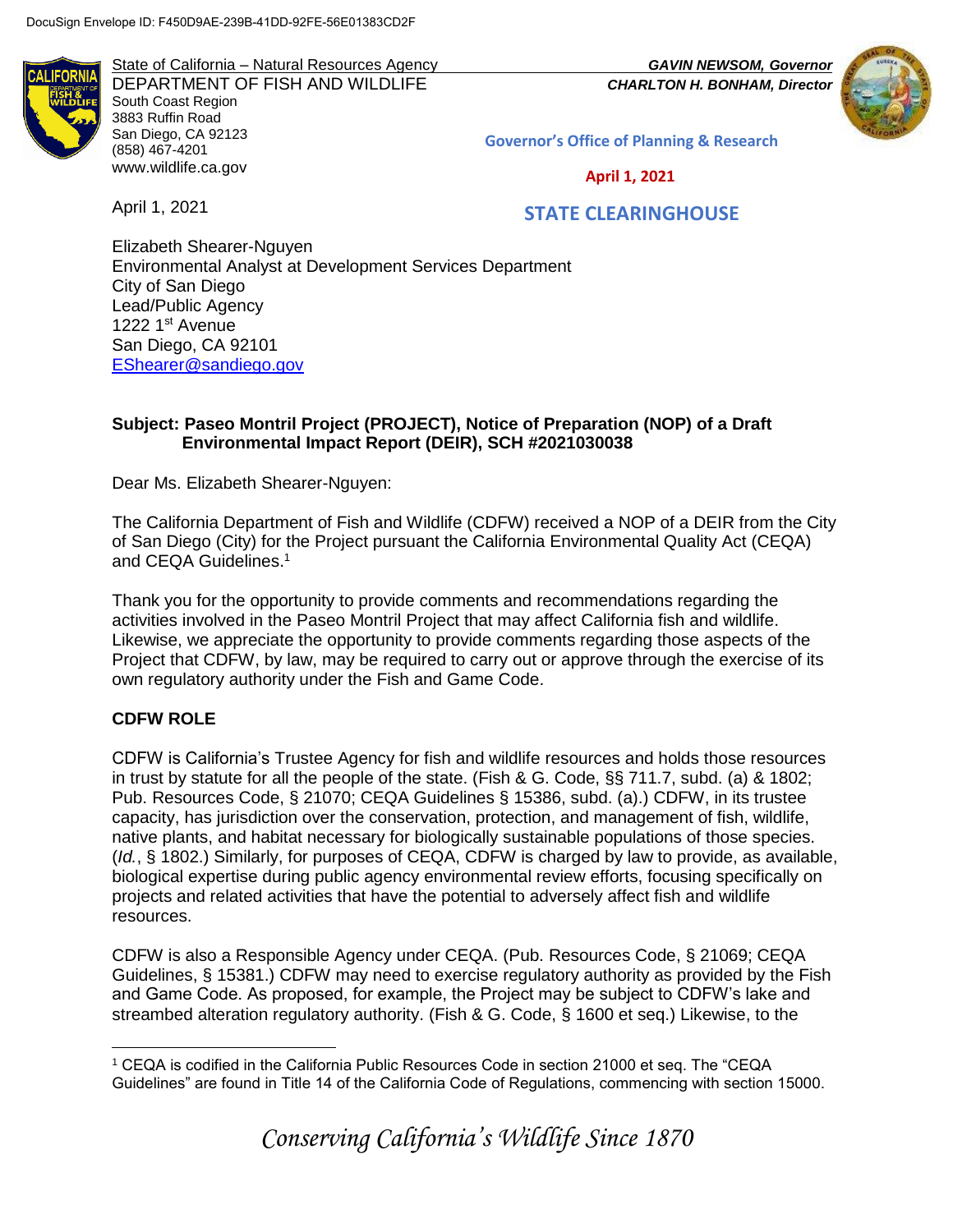DocuSign Envelope ID: F450D9AE-239B-41DD-92FE-56E01383CD2F

State of California – Natural Resources Agency
DEPARTMENT OF FISH AND WILDLIFE
South Coast Region
3883 Ruffin Road
San Diego, CA 92123
(858) 467-4201
www.wildlife.ca.gov

***GAVIN NEWSOM, Governor***
***CHARLTON H. BONHAM, Director***

**Governor's Office of Planning & Research**

**April 1, 2021**

**STATE CLEARINGHOUSE**

April 1, 2021

Elizabeth Shearer-Nguyen
Environmental Analyst at Development Services Department
City of San Diego
Lead/Public Agency
1222 1st Avenue
San Diego, CA 92101
EShearer@sandiego.gov

**Subject: Paseo Montril Project (PROJECT), Notice of Preparation (NOP) of a Draft Environmental Impact Report (DEIR), SCH #2021030038**

Dear Ms. Elizabeth Shearer-Nguyen:

The California Department of Fish and Wildlife (CDFW) received a NOP of a DEIR from the City of San Diego (City) for the Project pursuant the California Environmental Quality Act (CEQA) and CEQA Guidelines.[1]

Thank you for the opportunity to provide comments and recommendations regarding the activities involved in the Paseo Montril Project that may affect California fish and wildlife. Likewise, we appreciate the opportunity to provide comments regarding those aspects of the Project that CDFW, by law, may be required to carry out or approve through the exercise of its own regulatory authority under the Fish and Game Code.

## CDFW ROLE

CDFW is California's Trustee Agency for fish and wildlife resources and holds those resources in trust by statute for all the people of the state. (Fish & G. Code, §§ 711.7, subd. (a) & 1802; Pub. Resources Code, § 21070; CEQA Guidelines § 15386, subd. (a).) CDFW, in its trustee capacity, has jurisdiction over the conservation, protection, and management of fish, wildlife, native plants, and habitat necessary for biologically sustainable populations of those species. (*Id.*, § 1802.) Similarly, for purposes of CEQA, CDFW is charged by law to provide, as available, biological expertise during public agency environmental review efforts, focusing specifically on projects and related activities that have the potential to adversely affect fish and wildlife resources.

CDFW is also a Responsible Agency under CEQA. (Pub. Resources Code, § 21069; CEQA Guidelines, § 15381.) CDFW may need to exercise regulatory authority as provided by the Fish and Game Code. As proposed, for example, the Project may be subject to CDFW's lake and streambed alteration regulatory authority. (Fish & G. Code, § 1600 et seq.) Likewise, to the

[1] CEQA is codified in the California Public Resources Code in section 21000 et seq. The "CEQA Guidelines" are found in Title 14 of the California Code of Regulations, commencing with section 15000.

*Conserving California's Wildlife Since 1870*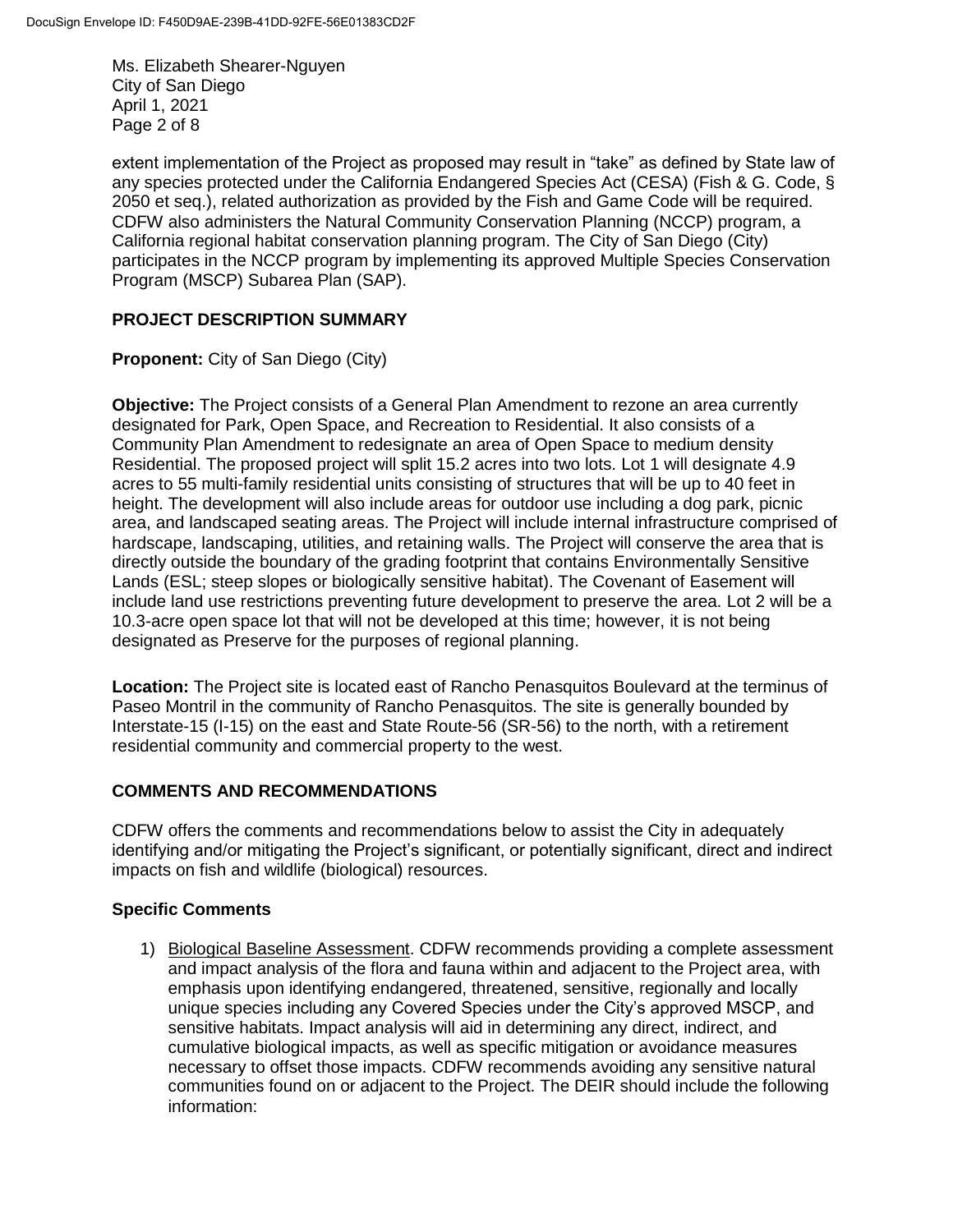extent implementation of the Project as proposed may result in "take" as defined by State law of any species protected under the California Endangered Species Act (CESA) (Fish & G. Code, § 2050 et seq.), related authorization as provided by the Fish and Game Code will be required. CDFW also administers the Natural Community Conservation Planning (NCCP) program, a California regional habitat conservation planning program. The City of San Diego (City) participates in the NCCP program by implementing its approved Multiple Species Conservation Program (MSCP) Subarea Plan (SAP).

## PROJECT DESCRIPTION SUMMARY

**Proponent:** City of San Diego (City)

**Objective:** The Project consists of a General Plan Amendment to rezone an area currently designated for Park, Open Space, and Recreation to Residential. It also consists of a Community Plan Amendment to redesignate an area of Open Space to medium density Residential. The proposed project will split 15.2 acres into two lots. Lot 1 will designate 4.9 acres to 55 multi-family residential units consisting of structures that will be up to 40 feet in height. The development will also include areas for outdoor use including a dog park, picnic area, and landscaped seating areas. The Project will include internal infrastructure comprised of hardscape, landscaping, utilities, and retaining walls. The Project will conserve the area that is directly outside the boundary of the grading footprint that contains Environmentally Sensitive Lands (ESL; steep slopes or biologically sensitive habitat). The Covenant of Easement will include land use restrictions preventing future development to preserve the area. Lot 2 will be a 10.3-acre open space lot that will not be developed at this time; however, it is not being designated as Preserve for the purposes of regional planning.

**Location:** The Project site is located east of Rancho Penasquitos Boulevard at the terminus of Paseo Montril in the community of Rancho Penasquitos. The site is generally bounded by Interstate-15 (I-15) on the east and State Route-56 (SR-56) to the north, with a retirement residential community and commercial property to the west.

## COMMENTS AND RECOMMENDATIONS

CDFW offers the comments and recommendations below to assist the City in adequately identifying and/or mitigating the Project's significant, or potentially significant, direct and indirect impacts on fish and wildlife (biological) resources.

### Specific Comments

1) Biological Baseline Assessment. CDFW recommends providing a complete assessment and impact analysis of the flora and fauna within and adjacent to the Project area, with emphasis upon identifying endangered, threatened, sensitive, regionally and locally unique species including any Covered Species under the City's approved MSCP, and sensitive habitats. Impact analysis will aid in determining any direct, indirect, and cumulative biological impacts, as well as specific mitigation or avoidance measures necessary to offset those impacts. CDFW recommends avoiding any sensitive natural communities found on or adjacent to the Project. The DEIR should include the following information: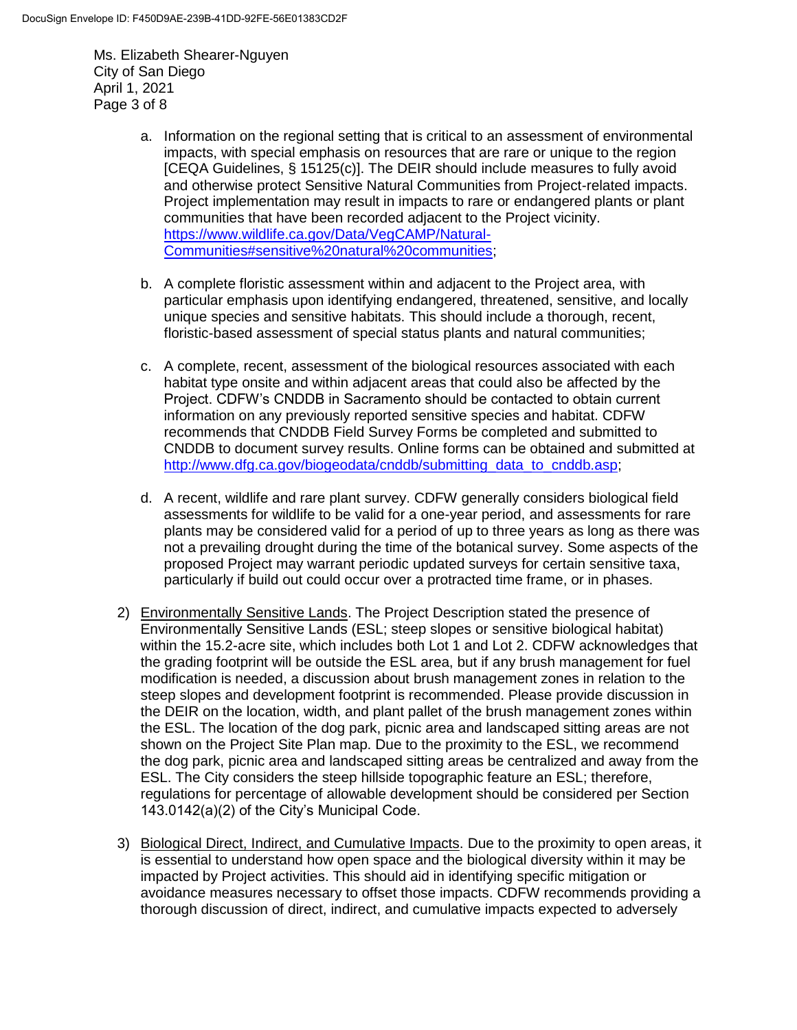a. Information on the regional setting that is critical to an assessment of environmental impacts, with special emphasis on resources that are rare or unique to the region [CEQA Guidelines, § 15125(c)]. The DEIR should include measures to fully avoid and otherwise protect Sensitive Natural Communities from Project-related impacts. Project implementation may result in impacts to rare or endangered plants or plant communities that have been recorded adjacent to the Project vicinity. [https://www.wildlife.ca.gov/Data/VegCAMP/Natural-Communities#sensitive%20natural%20communities](https://www.wildlife.ca.gov/Data/VegCAMP/Natural-Communities#sensitive%20natural%20communities);

b. A complete floristic assessment within and adjacent to the Project area, with particular emphasis upon identifying endangered, threatened, sensitive, and locally unique species and sensitive habitats. This should include a thorough, recent, floristic-based assessment of special status plants and natural communities;

c. A complete, recent, assessment of the biological resources associated with each habitat type onsite and within adjacent areas that could also be affected by the Project. CDFW's CNDDB in Sacramento should be contacted to obtain current information on any previously reported sensitive species and habitat. CDFW recommends that CNDDB Field Survey Forms be completed and submitted to CNDDB to document survey results. Online forms can be obtained and submitted at [http://www.dfg.ca.gov/biogeodata/cnddb/submitting_data_to_cnddb.asp](http://www.dfg.ca.gov/biogeodata/cnddb/submitting_data_to_cnddb.asp);

d. A recent, wildlife and rare plant survey. CDFW generally considers biological field assessments for wildlife to be valid for a one-year period, and assessments for rare plants may be considered valid for a period of up to three years as long as there was not a prevailing drought during the time of the botanical survey. Some aspects of the proposed Project may warrant periodic updated surveys for certain sensitive taxa, particularly if build out could occur over a protracted time frame, or in phases.

2) Environmentally Sensitive Lands. The Project Description stated the presence of Environmentally Sensitive Lands (ESL; steep slopes or sensitive biological habitat) within the 15.2-acre site, which includes both Lot 1 and Lot 2. CDFW acknowledges that the grading footprint will be outside the ESL area, but if any brush management for fuel modification is needed, a discussion about brush management zones in relation to the steep slopes and development footprint is recommended. Please provide discussion in the DEIR on the location, width, and plant pallet of the brush management zones within the ESL. The location of the dog park, picnic area and landscaped sitting areas are not shown on the Project Site Plan map. Due to the proximity to the ESL, we recommend the dog park, picnic area and landscaped sitting areas be centralized and away from the ESL. The City considers the steep hillside topographic feature an ESL; therefore, regulations for percentage of allowable development should be considered per Section 143.0142(a)(2) of the City's Municipal Code.

3) Biological Direct, Indirect, and Cumulative Impacts. Due to the proximity to open areas, it is essential to understand how open space and the biological diversity within it may be impacted by Project activities. This should aid in identifying specific mitigation or avoidance measures necessary to offset those impacts. CDFW recommends providing a thorough discussion of direct, indirect, and cumulative impacts expected to adversely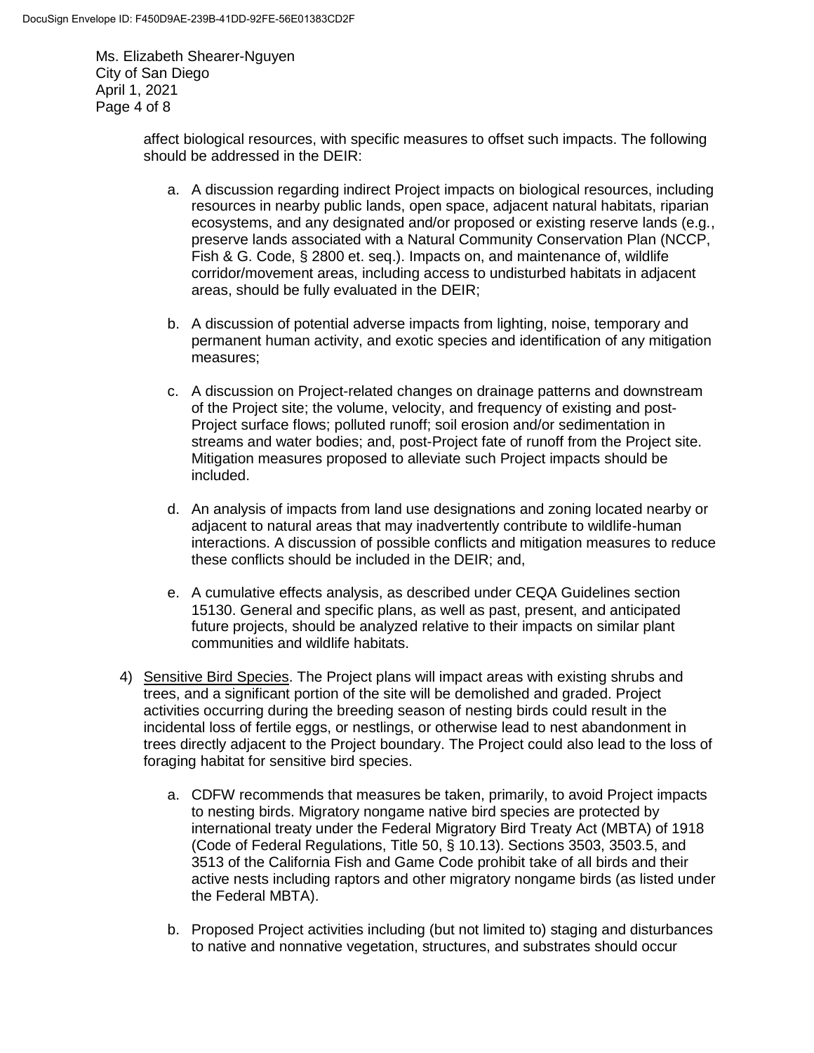affect biological resources, with specific measures to offset such impacts. The following should be addressed in the DEIR:

a. A discussion regarding indirect Project impacts on biological resources, including resources in nearby public lands, open space, adjacent natural habitats, riparian ecosystems, and any designated and/or proposed or existing reserve lands (e.g., preserve lands associated with a Natural Community Conservation Plan (NCCP, Fish & G. Code, § 2800 et. seq.). Impacts on, and maintenance of, wildlife corridor/movement areas, including access to undisturbed habitats in adjacent areas, should be fully evaluated in the DEIR;

b. A discussion of potential adverse impacts from lighting, noise, temporary and permanent human activity, and exotic species and identification of any mitigation measures;

c. A discussion on Project-related changes on drainage patterns and downstream of the Project site; the volume, velocity, and frequency of existing and post-Project surface flows; polluted runoff; soil erosion and/or sedimentation in streams and water bodies; and, post-Project fate of runoff from the Project site. Mitigation measures proposed to alleviate such Project impacts should be included.

d. An analysis of impacts from land use designations and zoning located nearby or adjacent to natural areas that may inadvertently contribute to wildlife-human interactions. A discussion of possible conflicts and mitigation measures to reduce these conflicts should be included in the DEIR; and,

e. A cumulative effects analysis, as described under CEQA Guidelines section 15130. General and specific plans, as well as past, present, and anticipated future projects, should be analyzed relative to their impacts on similar plant communities and wildlife habitats.

4) Sensitive Bird Species. The Project plans will impact areas with existing shrubs and trees, and a significant portion of the site will be demolished and graded. Project activities occurring during the breeding season of nesting birds could result in the incidental loss of fertile eggs, or nestlings, or otherwise lead to nest abandonment in trees directly adjacent to the Project boundary. The Project could also lead to the loss of foraging habitat for sensitive bird species.

   a. CDFW recommends that measures be taken, primarily, to avoid Project impacts to nesting birds. Migratory nongame native bird species are protected by international treaty under the Federal Migratory Bird Treaty Act (MBTA) of 1918 (Code of Federal Regulations, Title 50, § 10.13). Sections 3503, 3503.5, and 3513 of the California Fish and Game Code prohibit take of all birds and their active nests including raptors and other migratory nongame birds (as listed under the Federal MBTA).

   b. Proposed Project activities including (but not limited to) staging and disturbances to native and nonnative vegetation, structures, and substrates should occur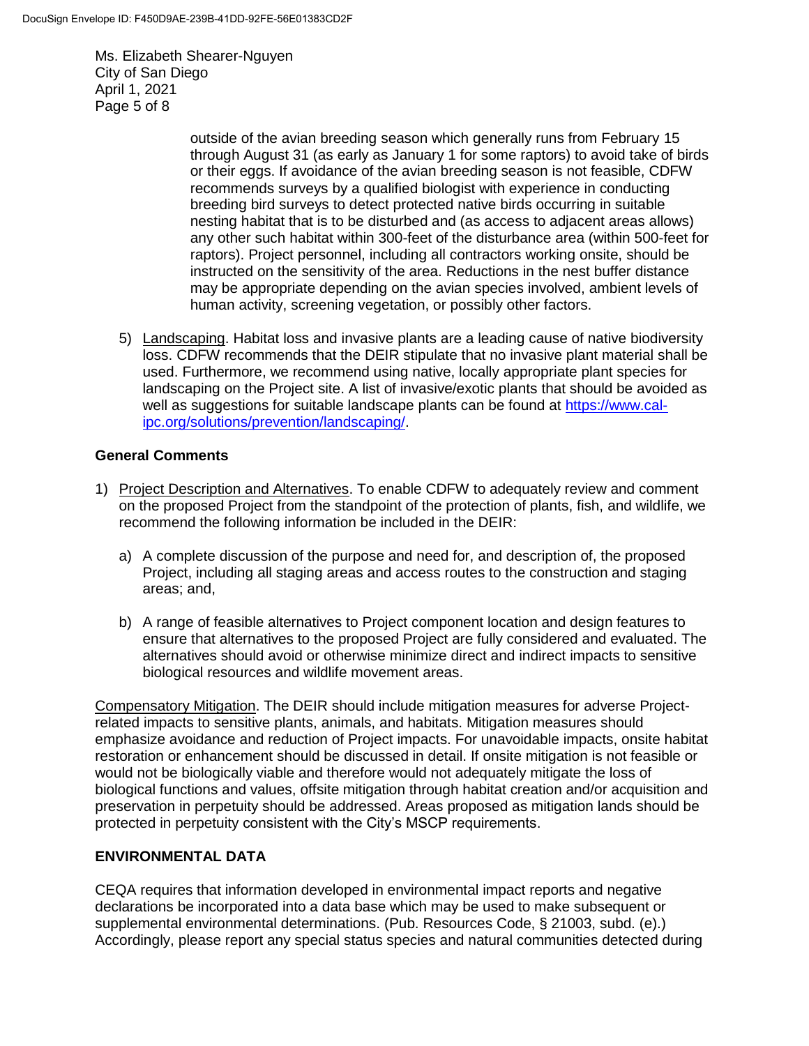outside of the avian breeding season which generally runs from February 15 through August 31 (as early as January 1 for some raptors) to avoid take of birds or their eggs. If avoidance of the avian breeding season is not feasible, CDFW recommends surveys by a qualified biologist with experience in conducting breeding bird surveys to detect protected native birds occurring in suitable nesting habitat that is to be disturbed and (as access to adjacent areas allows) any other such habitat within 300-feet of the disturbance area (within 500-feet for raptors). Project personnel, including all contractors working onsite, should be instructed on the sensitivity of the area. Reductions in the nest buffer distance may be appropriate depending on the avian species involved, ambient levels of human activity, screening vegetation, or possibly other factors.

5) Landscaping. Habitat loss and invasive plants are a leading cause of native biodiversity loss. CDFW recommends that the DEIR stipulate that no invasive plant material shall be used. Furthermore, we recommend using native, locally appropriate plant species for landscaping on the Project site. A list of invasive/exotic plants that should be avoided as well as suggestions for suitable landscape plants can be found at https://www.cal-ipc.org/solutions/prevention/landscaping/.

**General Comments**

1) Project Description and Alternatives. To enable CDFW to adequately review and comment on the proposed Project from the standpoint of the protection of plants, fish, and wildlife, we recommend the following information be included in the DEIR:

   a) A complete discussion of the purpose and need for, and description of, the proposed Project, including all staging areas and access routes to the construction and staging areas; and,

   b) A range of feasible alternatives to Project component location and design features to ensure that alternatives to the proposed Project are fully considered and evaluated. The alternatives should avoid or otherwise minimize direct and indirect impacts to sensitive biological resources and wildlife movement areas.

Compensatory Mitigation. The DEIR should include mitigation measures for adverse Project-related impacts to sensitive plants, animals, and habitats. Mitigation measures should emphasize avoidance and reduction of Project impacts. For unavoidable impacts, onsite habitat restoration or enhancement should be discussed in detail. If onsite mitigation is not feasible or would not be biologically viable and therefore would not adequately mitigate the loss of biological functions and values, offsite mitigation through habitat creation and/or acquisition and preservation in perpetuity should be addressed. Areas proposed as mitigation lands should be protected in perpetuity consistent with the City's MSCP requirements.

**ENVIRONMENTAL DATA**

CEQA requires that information developed in environmental impact reports and negative declarations be incorporated into a data base which may be used to make subsequent or supplemental environmental determinations. (Pub. Resources Code, § 21003, subd. (e).) Accordingly, please report any special status species and natural communities detected during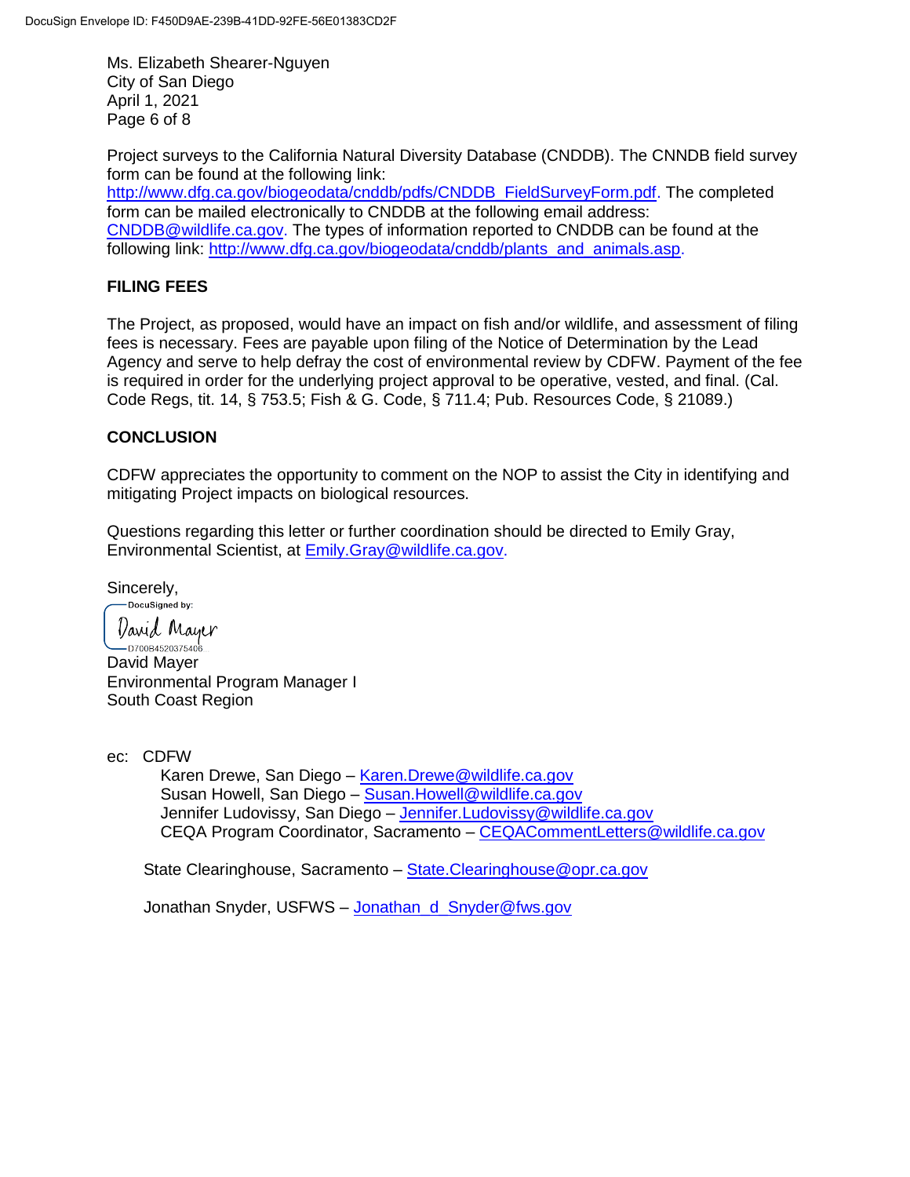Project surveys to the California Natural Diversity Database (CNDDB). The CNNDB field survey form can be found at the following link: http://www.dfg.ca.gov/biogeodata/cnddb/pdfs/CNDDB_FieldSurveyForm.pdf. The completed form can be mailed electronically to CNDDB at the following email address: CNDDB@wildlife.ca.gov. The types of information reported to CNDDB can be found at the following link: http://www.dfg.ca.gov/biogeodata/cnddb/plants_and_animals.asp.

## FILING FEES

The Project, as proposed, would have an impact on fish and/or wildlife, and assessment of filing fees is necessary. Fees are payable upon filing of the Notice of Determination by the Lead Agency and serve to help defray the cost of environmental review by CDFW. Payment of the fee is required in order for the underlying project approval to be operative, vested, and final. (Cal. Code Regs, tit. 14, § 753.5; Fish & G. Code, § 711.4; Pub. Resources Code, § 21089.)

## CONCLUSION

CDFW appreciates the opportunity to comment on the NOP to assist the City in identifying and mitigating Project impacts on biological resources.

Questions regarding this letter or further coordination should be directed to Emily Gray, Environmental Scientist, at Emily.Gray@wildlife.ca.gov.

Sincerely,

DocuSigned by:
David Mayer
D70084520375406...

David Mayer
Environmental Program Manager I
South Coast Region

ec: CDFW
- Karen Drewe, San Diego – Karen.Drewe@wildlife.ca.gov
- Susan Howell, San Diego – Susan.Howell@wildlife.ca.gov
- Jennifer Ludovissy, San Diego – Jennifer.Ludovissy@wildlife.ca.gov
- CEQA Program Coordinator, Sacramento – CEQACommentLetters@wildlife.ca.gov

State Clearinghouse, Sacramento – State.Clearinghouse@opr.ca.gov

Jonathan Snyder, USFWS – Jonathan_d_Snyder@fws.gov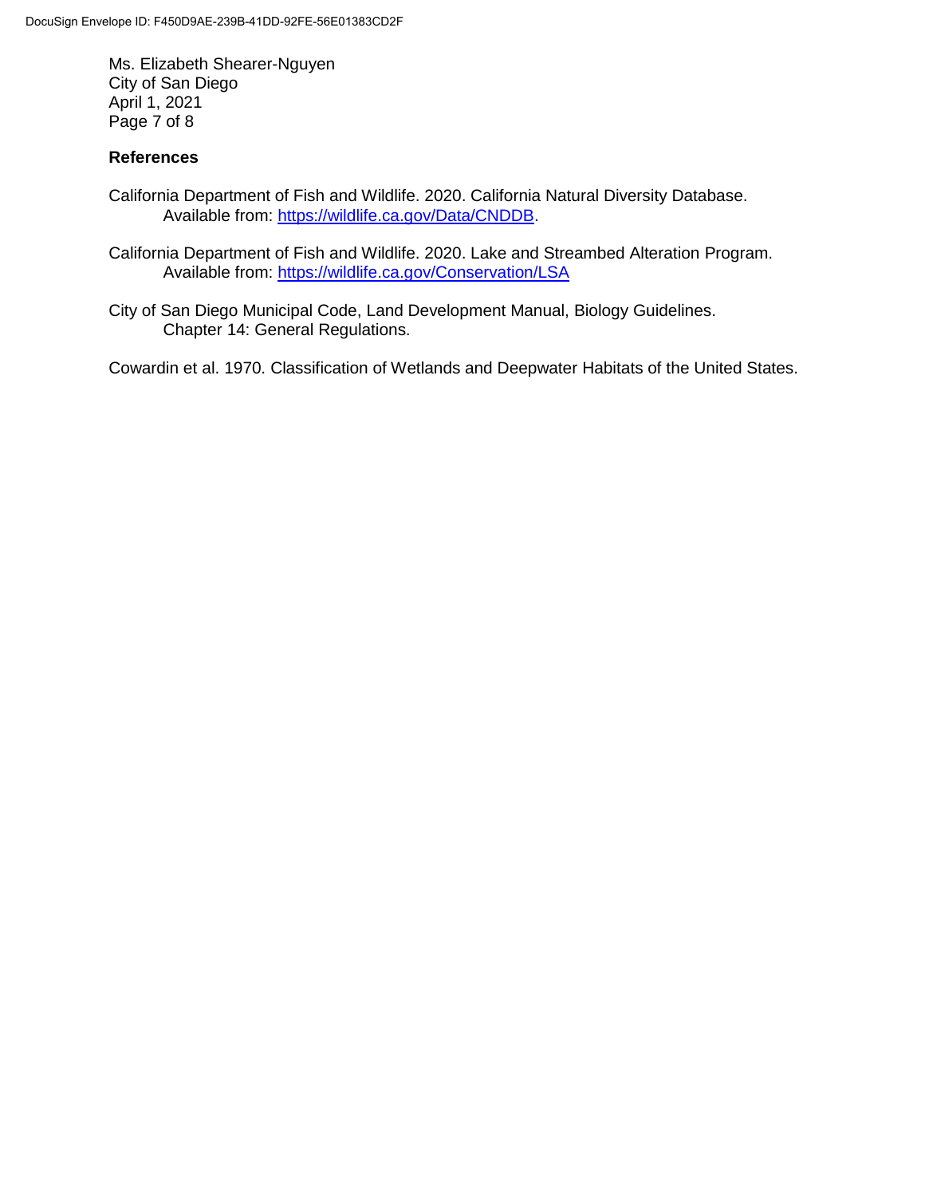## References

California Department of Fish and Wildlife. 2020. California Natural Diversity Database. Available from: [https://wildlife.ca.gov/Data/CNDDB](https://wildlife.ca.gov/Data/CNDDB).

California Department of Fish and Wildlife. 2020. Lake and Streambed Alteration Program. Available from: [https://wildlife.ca.gov/Conservation/LSA](https://wildlife.ca.gov/Conservation/LSA)

City of San Diego Municipal Code, Land Development Manual, Biology Guidelines. Chapter 14: General Regulations.

Cowardin et al. 1970. Classification of Wetlands and Deepwater Habitats of the United States.